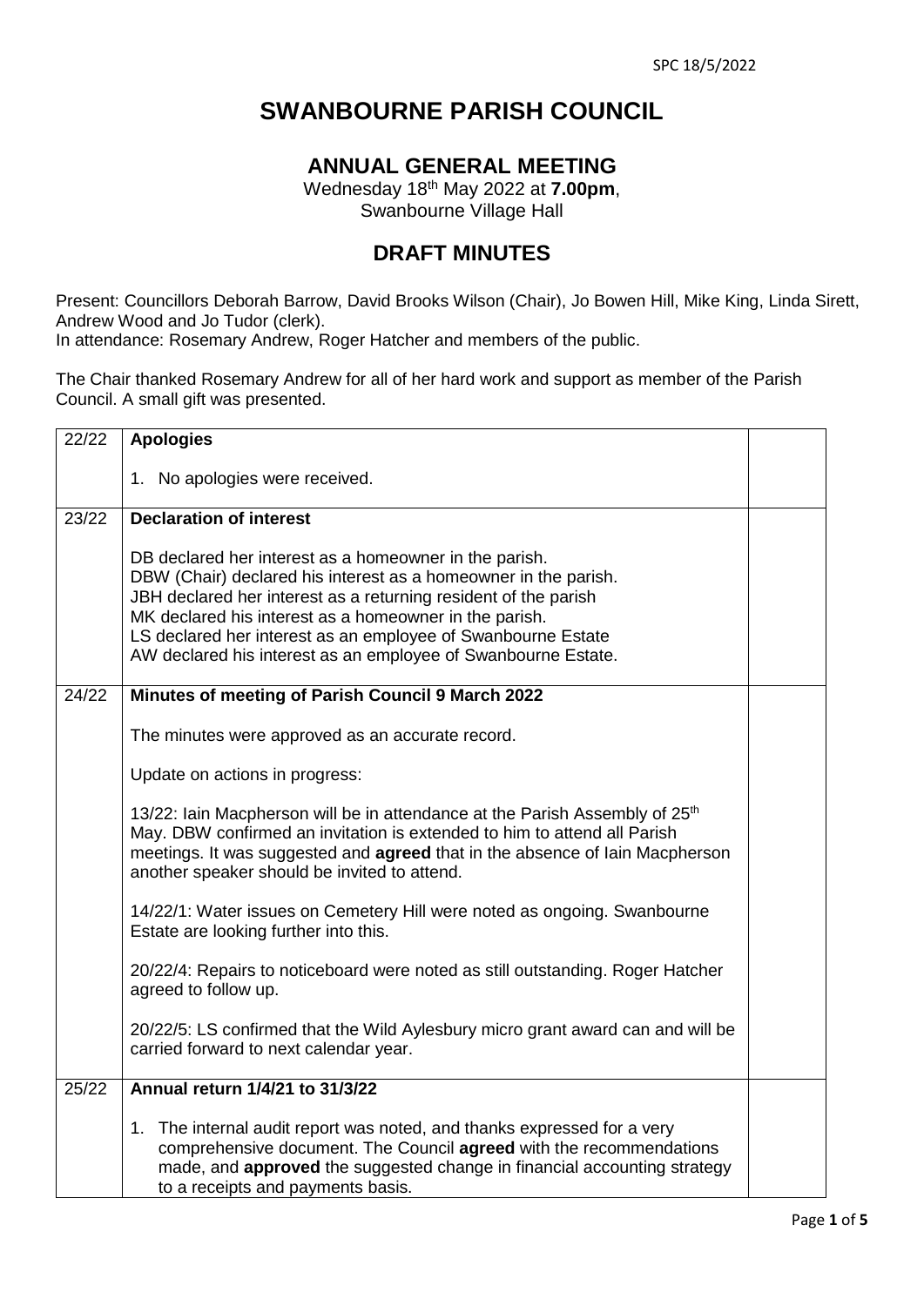SPC 18/5/2022

# SWANBOURNE PARISH COUNCIL

## ANNUAL GENERAL MEETING

Wednesday 18th May 2022 at **7.00pm**,
Swanbourne Village Hall

## DRAFT MINUTES

Present: Councillors Deborah Barrow, David Brooks Wilson (Chair), Jo Bowen Hill, Mike King, Linda Sirett, Andrew Wood and Jo Tudor (clerk).
In attendance: Rosemary Andrew, Roger Hatcher and members of the public.

The Chair thanked Rosemary Andrew for all of her hard work and support as member of the Parish Council. A small gift was presented.

| | | |
|---|---|---|
| 22/22 | **Apologies**<br><br>1. No apologies were received. | |
| 23/22 | **Declaration of interest**<br><br>DB declared her interest as a homeowner in the parish.<br>DBW (Chair) declared his interest as a homeowner in the parish.<br>JBH declared her interest as a returning resident of the parish<br>MK declared his interest as a homeowner in the parish.<br>LS declared her interest as an employee of Swanbourne Estate<br>AW declared his interest as an employee of Swanbourne Estate. | |
| 24/22 | **Minutes of meeting of Parish Council 9 March 2022**<br><br>The minutes were approved as an accurate record.<br><br>Update on actions in progress:<br><br>13/22: Iain Macpherson will be in attendance at the Parish Assembly of 25th May. DBW confirmed an invitation is extended to him to attend all Parish meetings. It was suggested and **agreed** that in the absence of Iain Macpherson another speaker should be invited to attend.<br><br>14/22/1: Water issues on Cemetery Hill were noted as ongoing. Swanbourne Estate are looking further into this.<br><br>20/22/4: Repairs to noticeboard were noted as still outstanding. Roger Hatcher agreed to follow up.<br><br>20/22/5: LS confirmed that the Wild Aylesbury micro grant award can and will be carried forward to next calendar year. | |
| 25/22 | **Annual return 1/4/21 to 31/3/22**<br><br>1. The internal audit report was noted, and thanks expressed for a very comprehensive document. The Council **agreed** with the recommendations made, and **approved** the suggested change in financial accounting strategy to a receipts and payments basis. | |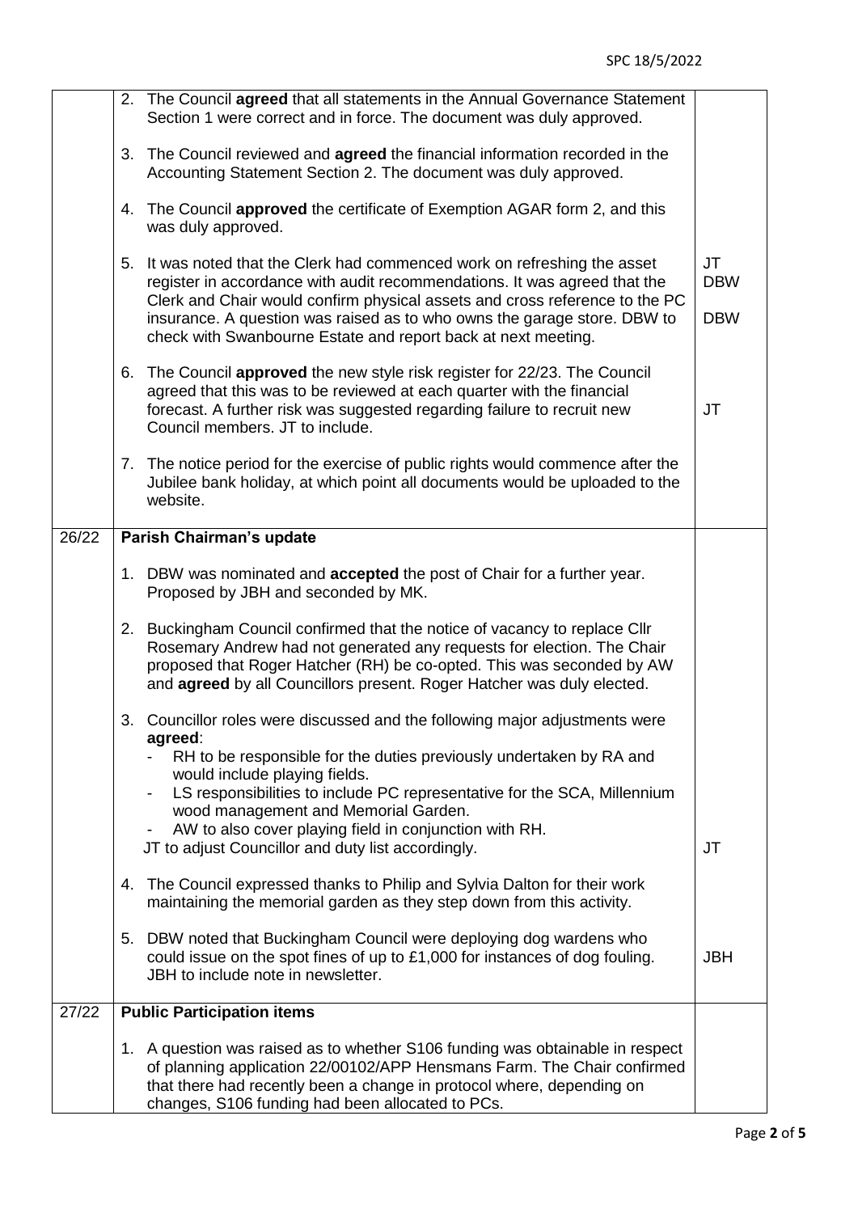| | | |
|---|---|---|
| | 2. The Council **agreed** that all statements in the Annual Governance Statement Section 1 were correct and in force. The document was duly approved.<br><br>3. The Council reviewed and **agreed** the financial information recorded in the Accounting Statement Section 2. The document was duly approved.<br><br>4. The Council **approved** the certificate of Exemption AGAR form 2, and this was duly approved.<br><br>5. It was noted that the Clerk had commenced work on refreshing the asset register in accordance with audit recommendations. It was agreed that the Clerk and Chair would confirm physical assets and cross reference to the PC insurance. A question was raised as to who owns the garage store. DBW to check with Swanbourne Estate and report back at next meeting.<br><br>6. The Council **approved** the new style risk register for 22/23. The Council agreed that this was to be reviewed at each quarter with the financial forecast. A further risk was suggested regarding failure to recruit new Council members. JT to include.<br><br>7. The notice period for the exercise of public rights would commence after the Jubilee bank holiday, at which point all documents would be uploaded to the website. | <br><br><br><br><br><br><br><br>JT<br>DBW<br><br>DBW<br><br><br><br>JT |
| 26/22 | **Parish Chairman's update** | |
| | 1. DBW was nominated and **accepted** the post of Chair for a further year. Proposed by JBH and seconded by MK.<br><br>2. Buckingham Council confirmed that the notice of vacancy to replace Cllr Rosemary Andrew had not generated any requests for election. The Chair proposed that Roger Hatcher (RH) be co-opted. This was seconded by AW and **agreed** by all Councillors present. Roger Hatcher was duly elected.<br><br>3. Councillor roles were discussed and the following major adjustments were **agreed**:<br>- RH to be responsible for the duties previously undertaken by RA and would include playing fields.<br>- LS responsibilities to include PC representative for the SCA, Millennium wood management and Memorial Garden.<br>- AW to also cover playing field in conjunction with RH.<br>JT to adjust Councillor and duty list accordingly.<br><br>4. The Council expressed thanks to Philip and Sylvia Dalton for their work maintaining the memorial garden as they step down from this activity.<br><br>5. DBW noted that Buckingham Council were deploying dog wardens who could issue on the spot fines of up to £1,000 for instances of dog fouling. JBH to include note in newsletter. | <br><br><br><br><br><br><br><br><br><br><br><br><br>JT<br><br><br><br><br>JBH |
| 27/22 | **Public Participation items** | |
| | 1. A question was raised as to whether S106 funding was obtainable in respect of planning application 22/00102/APP Hensmans Farm. The Chair confirmed that there had recently been a change in protocol where, depending on changes, S106 funding had been allocated to PCs. | |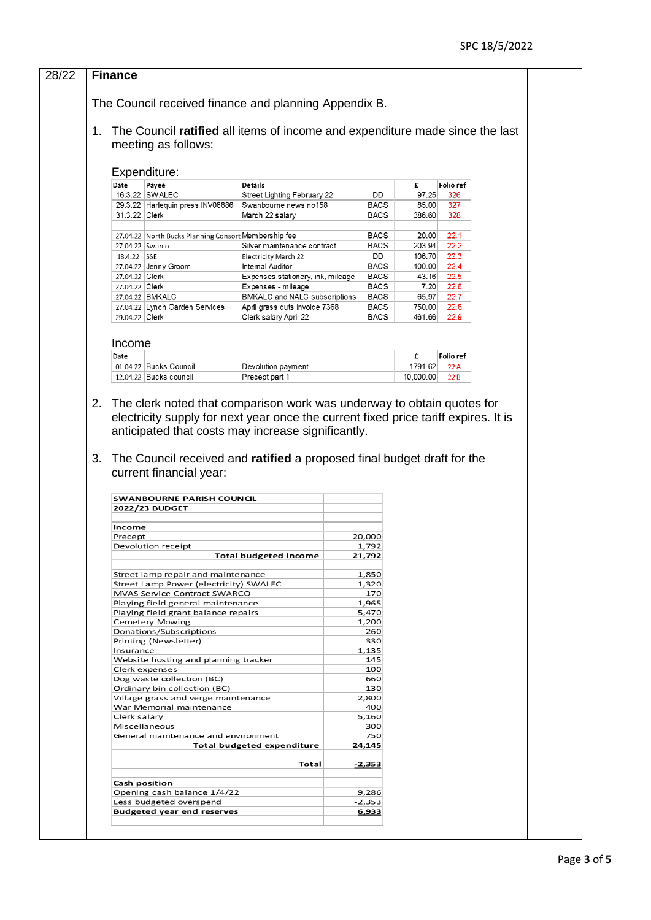| 28/22 | **Finance** |
|---|---|

The Council received finance and planning Appendix B.

1. The Council **ratified** all items of income and expenditure made since the last meeting as follows:

Expenditure:

| Date | Payee | Details | | £ | Folio ref |
|---|---|---|---|---|---|
| 16.3.22 | SWALEC | Street Lighting February 22 | DD | 97.25 | 326 |
| 29.3.22 | Harlequin press INV06886 | Swanbourne news no158 | BACS | 85.00 | 327 |
| 31.3.22 | Clerk | March 22 salary | BACS | 386.60 | 328 |
| | | | | | |
| 27.04.22 | North Bucks Planning Consort | Membership fee | BACS | 20.00 | 22.1 |
| 27.04.22 | Swarco | Silver maintenance contract | BACS | 203.94 | 22.2 |
| 18.4.22 | SSE | Electricity March 22 | DD | 106.70 | 22.3 |
| 27.04.22 | Jenny Groom | Internal Auditor | BACS | 100.00 | 22.4 |
| 27.04.22 | Clerk | Expenses stationery, ink, mileage | BACS | 43.16 | 22.5 |
| 27.04.22 | Clerk | Expenses - mileage | BACS | 7.20 | 22.6 |
| 27.04.22 | BMKALC | BMKALC and NALC subscriptions | BACS | 65.97 | 22.7 |
| 27.04.22 | Lynch Garden Services | April grass cuts invoice 7368 | BACS | 750.00 | 22.8 |
| 29.04.22 | Clerk | Clerk salary April 22 | BACS | 461.66 | 22.9 |

Income

| Date | | | | £ | Folio ref |
|---|---|---|---|---|---|
| 01.04.22 | Bucks Council | Devolution payment | | 1791.62 | 22A |
| 12.04.22 | Bucks council | Precept part 1 | | 10,000.00 | 22B |

2. The clerk noted that comparison work was underway to obtain quotes for electricity supply for next year once the current fixed price tariff expires. It is anticipated that costs may increase significantly.

3. The Council received and **ratified** a proposed final budget draft for the current financial year:

| SWANBOURNE PARISH COUNCIL 2022/23 BUDGET | |
|---|---|
| **Income** | |
| Precept | 20,000 |
| Devolution receipt | 1,792 |
| **Total budgeted income** | **21,792** |
| | |
| Street lamp repair and maintenance | 1,850 |
| Street Lamp Power (electricity) SWALEC | 1,320 |
| MVAS Service Contract SWARCO | 170 |
| Playing field general maintenance | 1,965 |
| Playing field grant balance repairs | 5,470 |
| Cemetery Mowing | 1,200 |
| Donations/Subscriptions | 260 |
| Printing (Newsletter) | 330 |
| Insurance | 1,135 |
| Website hosting and planning tracker | 145 |
| Clerk expenses | 100 |
| Dog waste collection (BC) | 660 |
| Ordinary bin collection (BC) | 130 |
| Village grass and verge maintenance | 2,800 |
| War Memorial maintenance | 400 |
| Clerk salary | 5,160 |
| Miscellaneous | 300 |
| General maintenance and environment | 750 |
| **Total budgeted expenditure** | **24,145** |
| | |
| **Total** | **-2,353** |
| | |
| **Cash position** | |
| Opening cash balance 1/4/22 | 9,286 |
| Less budgeted overspend | -2,353 |
| **Budgeted year end reserves** | **6,933** |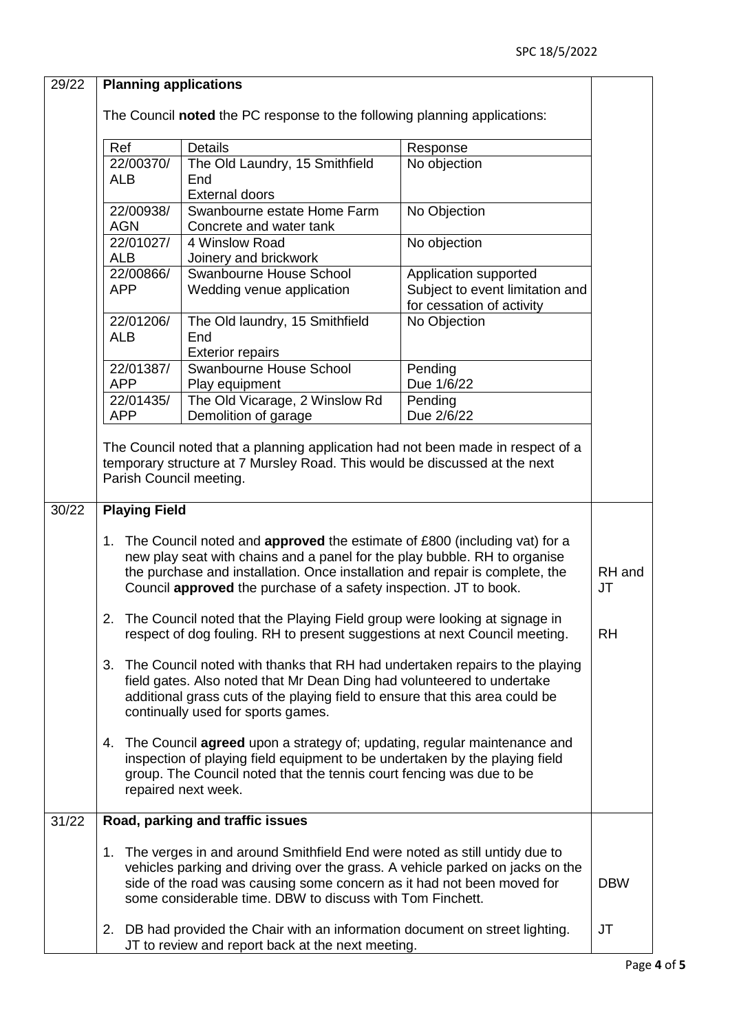| 29/22 | **Planning applications** | |
|---|---|---|

The Council **noted** the PC response to the following planning applications:

| Ref | Details | Response |
|---|---|---|
| 22/00370/ALB | The Old Laundry, 15 Smithfield End External doors | No objection |
| 22/00938/AGN | Swanbourne estate Home Farm Concrete and water tank | No Objection |
| 22/01027/ALB | 4 Winslow Road Joinery and brickwork | No objection |
| 22/00866/APP | Swanbourne House School Wedding venue application | Application supported Subject to event limitation and for cessation of activity |
| 22/01206/ALB | The Old laundry, 15 Smithfield End Exterior repairs | No Objection |
| 22/01387/APP | Swanbourne House School Play equipment | Pending Due 1/6/22 |
| 22/01435/APP | The Old Vicarage, 2 Winslow Rd Demolition of garage | Pending Due 2/6/22 |

The Council noted that a planning application had not been made in respect of a temporary structure at 7 Mursley Road. This would be discussed at the next Parish Council meeting.

**30/22 Playing Field**

1. The Council noted and **approved** the estimate of £800 (including vat) for a new play seat with chains and a panel for the play bubble. RH to organise the purchase and installation. Once installation and repair is complete, the Council **approved** the purchase of a safety inspection. JT to book. — **RH and JT**

2. The Council noted that the Playing Field group were looking at signage in respect of dog fouling. RH to present suggestions at next Council meeting. — **RH**

3. The Council noted with thanks that RH had undertaken repairs to the playing field gates. Also noted that Mr Dean Ding had volunteered to undertake additional grass cuts of the playing field to ensure that this area could be continually used for sports games.

4. The Council **agreed** upon a strategy of; updating, regular maintenance and inspection of playing field equipment to be undertaken by the playing field group. The Council noted that the tennis court fencing was due to be repaired next week.

**31/22 Road, parking and traffic issues**

1. The verges in and around Smithfield End were noted as still untidy due to vehicles parking and driving over the grass. A vehicle parked on jacks on the side of the road was causing some concern as it had not been moved for some considerable time. DBW to discuss with Tom Finchett. — **DBW**

2. DB had provided the Chair with an information document on street lighting. JT to review and report back at the next meeting. — **JT**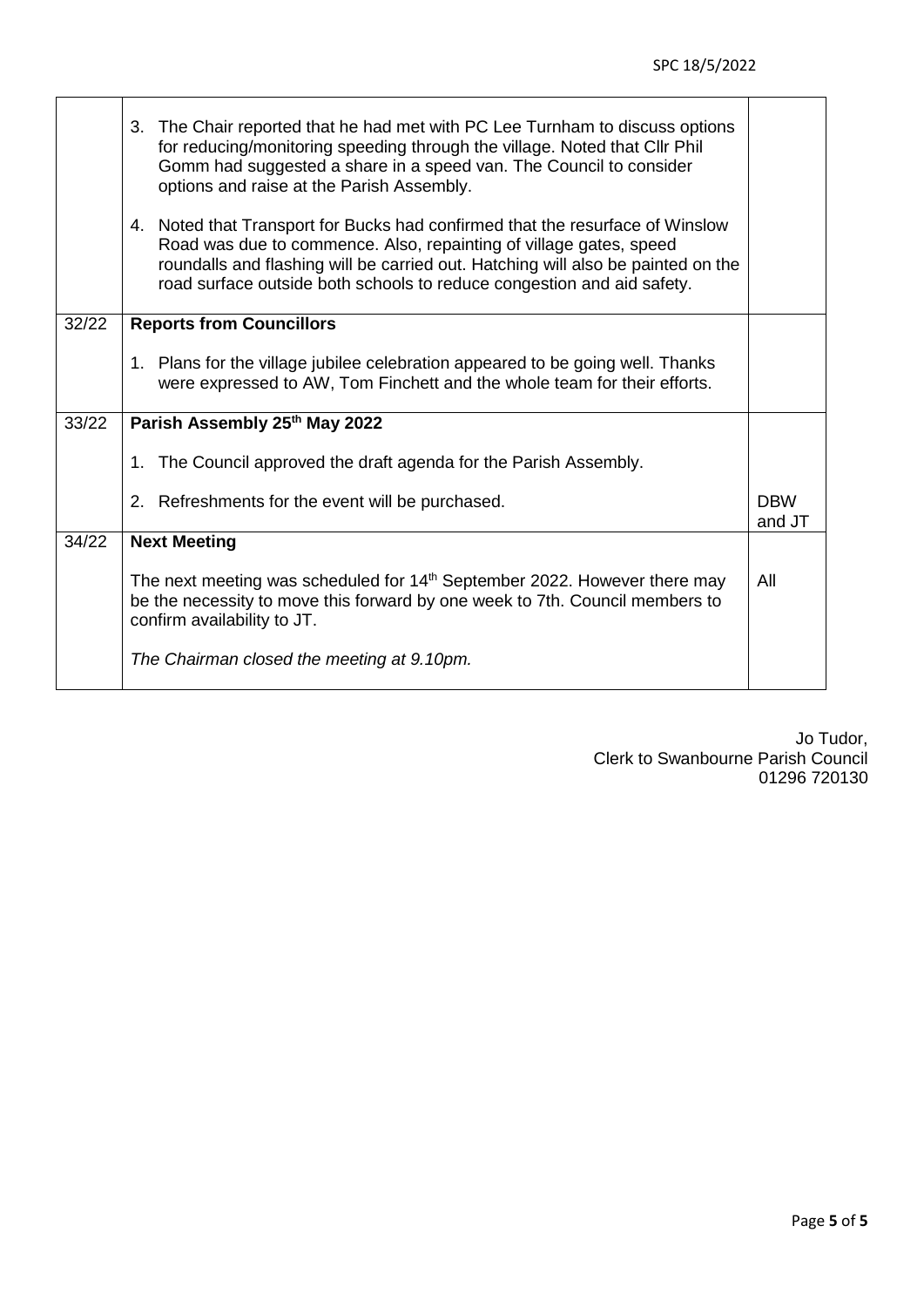| | | |
|---|---|---|
| | 3. The Chair reported that he had met with PC Lee Turnham to discuss options for reducing/monitoring speeding through the village. Noted that Cllr Phil Gomm had suggested a share in a speed van. The Council to consider options and raise at the Parish Assembly.<br><br>4. Noted that Transport for Bucks had confirmed that the resurface of Winslow Road was due to commence. Also, repainting of village gates, speed roundalls and flashing will be carried out. Hatching will also be painted on the road surface outside both schools to reduce congestion and aid safety. | |
| 32/22 | **Reports from Councillors**<br><br>1. Plans for the village jubilee celebration appeared to be going well. Thanks were expressed to AW, Tom Finchett and the whole team for their efforts. | |
| 33/22 | **Parish Assembly 25th May 2022**<br><br>1. The Council approved the draft agenda for the Parish Assembly.<br><br>2. Refreshments for the event will be purchased. | DBW and JT |
| 34/22 | **Next Meeting**<br><br>The next meeting was scheduled for 14th September 2022. However there may be the necessity to move this forward by one week to 7th. Council members to confirm availability to JT.<br><br>*The Chairman closed the meeting at 9.10pm.* | All |

Jo Tudor,
Clerk to Swanbourne Parish Council
01296 720130